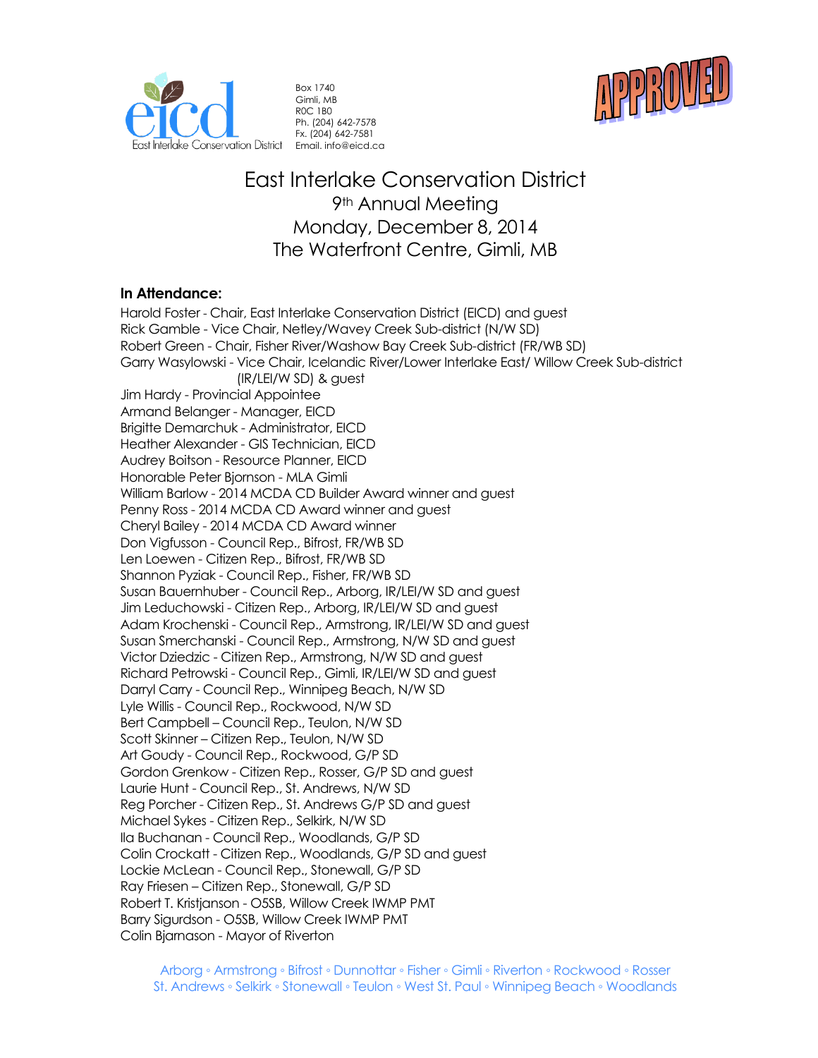eicd
East Interlake Conservation District

Box 1740
Gimli, MB
R0C 1B0
Ph. (204) 642-7578
Fx. (204) 642-7581
Email. info@eicd.ca

APPROVED

# East Interlake Conservation District
## 9th Annual Meeting
## Monday, December 8, 2014
## The Waterfront Centre, Gimli, MB

**In Attendance:**

Harold Foster - Chair, East Interlake Conservation District (EICD) and guest
Rick Gamble - Vice Chair, Netley/Wavey Creek Sub-district (N/W SD)
Robert Green - Chair, Fisher River/Washow Bay Creek Sub-district (FR/WB SD)
Garry Wasylowski - Vice Chair, Icelandic River/Lower Interlake East/ Willow Creek Sub-district (IR/LEI/W SD) & guest
Jim Hardy - Provincial Appointee
Armand Belanger - Manager, EICD
Brigitte Demarchuk - Administrator, EICD
Heather Alexander - GIS Technician, EICD
Audrey Boitson - Resource Planner, EICD
Honorable Peter Bjornson - MLA Gimli
William Barlow - 2014 MCDA CD Builder Award winner and guest
Penny Ross - 2014 MCDA CD Award winner and guest
Cheryl Bailey - 2014 MCDA CD Award winner
Don Vigfusson - Council Rep., Bifrost, FR/WB SD
Len Loewen - Citizen Rep., Bifrost, FR/WB SD
Shannon Pyziak - Council Rep., Fisher, FR/WB SD
Susan Bauernhuber - Council Rep., Arborg, IR/LEI/W SD and guest
Jim Leduchowski - Citizen Rep., Arborg, IR/LEI/W SD and guest
Adam Krochenski - Council Rep., Armstrong, IR/LEI/W SD and guest
Susan Smerchanski - Council Rep., Armstrong, N/W SD and guest
Victor Dziedzic - Citizen Rep., Armstrong, N/W SD and guest
Richard Petrowski - Council Rep., Gimli, IR/LEI/W SD and guest
Darryl Carry - Council Rep., Winnipeg Beach, N/W SD
Lyle Willis - Council Rep., Rockwood, N/W SD
Bert Campbell – Council Rep., Teulon, N/W SD
Scott Skinner – Citizen Rep., Teulon, N/W SD
Art Goudy - Council Rep., Rockwood, G/P SD
Gordon Grenkow - Citizen Rep., Rosser, G/P SD and guest
Laurie Hunt - Council Rep., St. Andrews, N/W SD
Reg Porcher - Citizen Rep., St. Andrews G/P SD and guest
Michael Sykes - Citizen Rep., Selkirk, N/W SD
Ila Buchanan - Council Rep., Woodlands, G/P SD
Colin Crockatt - Citizen Rep., Woodlands, G/P SD and guest
Lockie McLean - Council Rep., Stonewall, G/P SD
Ray Friesen – Citizen Rep., Stonewall, G/P SD
Robert T. Kristjanson - O5SB, Willow Creek IWMP PMT
Barry Sigurdson - O5SB, Willow Creek IWMP PMT
Colin Bjarnason - Mayor of Riverton

Arborg ◦ Armstrong ◦ Bifrost ◦ Dunnottar ◦ Fisher ◦ Gimli ◦ Riverton ◦ Rockwood ◦ Rosser
St. Andrews ◦ Selkirk ◦ Stonewall ◦ Teulon ◦ West St. Paul ◦ Winnipeg Beach ◦ Woodlands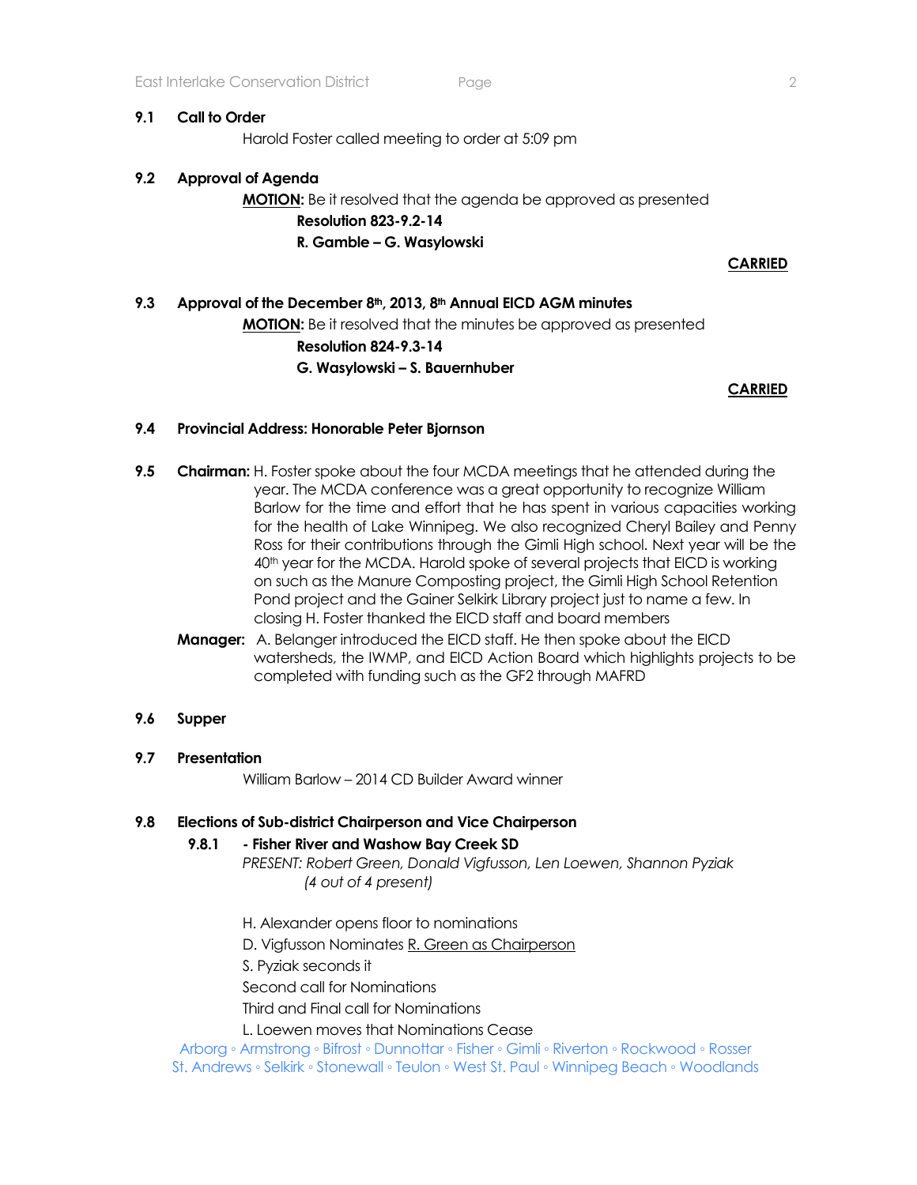**9.1 Call to Order**

Harold Foster called meeting to order at 5:09 pm

**9.2 Approval of Agenda**

**<u>MOTION:</u>** Be it resolved that the agenda be approved as presented

**Resolution 823-9.2-14**

**R. Gamble – G. Wasylowski**

**<u>CARRIED</u>**

**9.3 Approval of the December 8th, 2013, 8th Annual EICD AGM minutes**

**<u>MOTION:</u>** Be it resolved that the minutes be approved as presented

**Resolution 824-9.3-14**

**G. Wasylowski – S. Bauernhuber**

**<u>CARRIED</u>**

**9.4 Provincial Address: Honorable Peter Bjornson**

**9.5 Chairman:** H. Foster spoke about the four MCDA meetings that he attended during the year. The MCDA conference was a great opportunity to recognize William Barlow for the time and effort that he has spent in various capacities working for the health of Lake Winnipeg. We also recognized Cheryl Bailey and Penny Ross for their contributions through the Gimli High school. Next year will be the 40th year for the MCDA. Harold spoke of several projects that EICD is working on such as the Manure Composting project, the Gimli High School Retention Pond project and the Gainer Selkirk Library project just to name a few. In closing H. Foster thanked the EICD staff and board members

**Manager:** A. Belanger introduced the EICD staff. He then spoke about the EICD watersheds, the IWMP, and EICD Action Board which highlights projects to be completed with funding such as the GF2 through MAFRD

**9.6 Supper**

**9.7 Presentation**

William Barlow – 2014 CD Builder Award winner

**9.8 Elections of Sub-district Chairperson and Vice Chairperson**

**9.8.1 - Fisher River and Washow Bay Creek SD**

*PRESENT: Robert Green, Donald Vigfusson, Len Loewen, Shannon Pyziak*
*(4 out of 4 present)*

H. Alexander opens floor to nominations

D. Vigfusson Nominates <u>R. Green as Chairperson</u>

S. Pyziak seconds it

Second call for Nominations

Third and Final call for Nominations

L. Loewen moves that Nominations Cease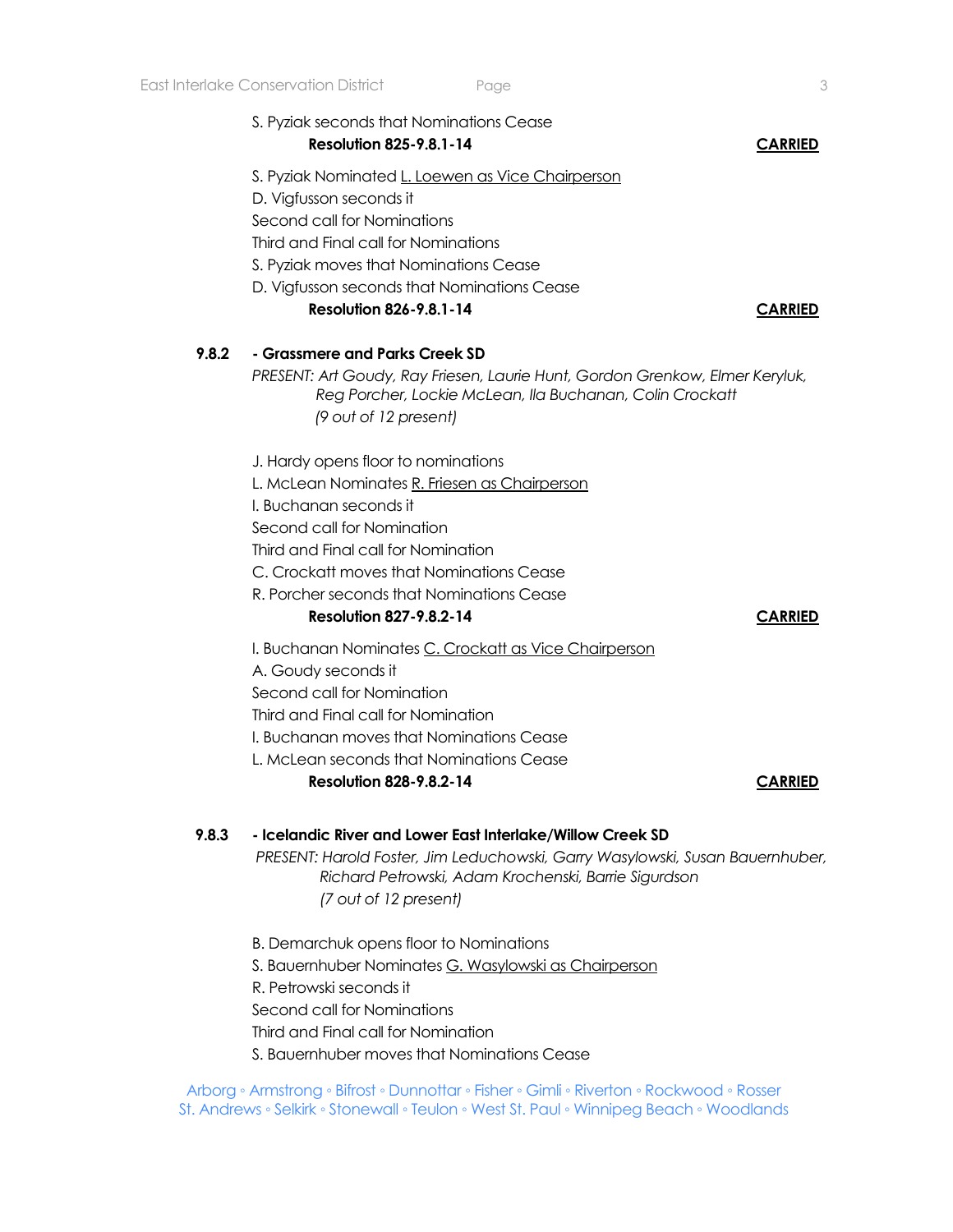S. Pyziak seconds that Nominations Cease

**Resolution 825-9.8.1-14** **CARRIED**

S. Pyziak Nominated L. Loewen as Vice Chairperson
D. Vigfusson seconds it
Second call for Nominations
Third and Final call for Nominations
S. Pyziak moves that Nominations Cease
D. Vigfusson seconds that Nominations Cease

**Resolution 826-9.8.1-14** **CARRIED**

**9.8.2 - Grassmere and Parks Creek SD**

*PRESENT: Art Goudy, Ray Friesen, Laurie Hunt, Gordon Grenkow, Elmer Keryluk, Reg Porcher, Lockie McLean, Ila Buchanan, Colin Crockatt (9 out of 12 present)*

J. Hardy opens floor to nominations
L. McLean Nominates R. Friesen as Chairperson
I. Buchanan seconds it
Second call for Nomination
Third and Final call for Nomination
C. Crockatt moves that Nominations Cease
R. Porcher seconds that Nominations Cease

**Resolution 827-9.8.2-14** **CARRIED**

I. Buchanan Nominates C. Crockatt as Vice Chairperson
A. Goudy seconds it
Second call for Nomination
Third and Final call for Nomination
I. Buchanan moves that Nominations Cease
L. McLean seconds that Nominations Cease

**Resolution 828-9.8.2-14** **CARRIED**

**9.8.3 - Icelandic River and Lower East Interlake/Willow Creek SD**

*PRESENT: Harold Foster, Jim Leduchowski, Garry Wasylowski, Susan Bauernhuber, Richard Petrowski, Adam Krochenski, Barrie Sigurdson (7 out of 12 present)*

B. Demarchuk opens floor to Nominations
S. Bauernhuber Nominates G. Wasylowski as Chairperson
R. Petrowski seconds it
Second call for Nominations
Third and Final call for Nomination
S. Bauernhuber moves that Nominations Cease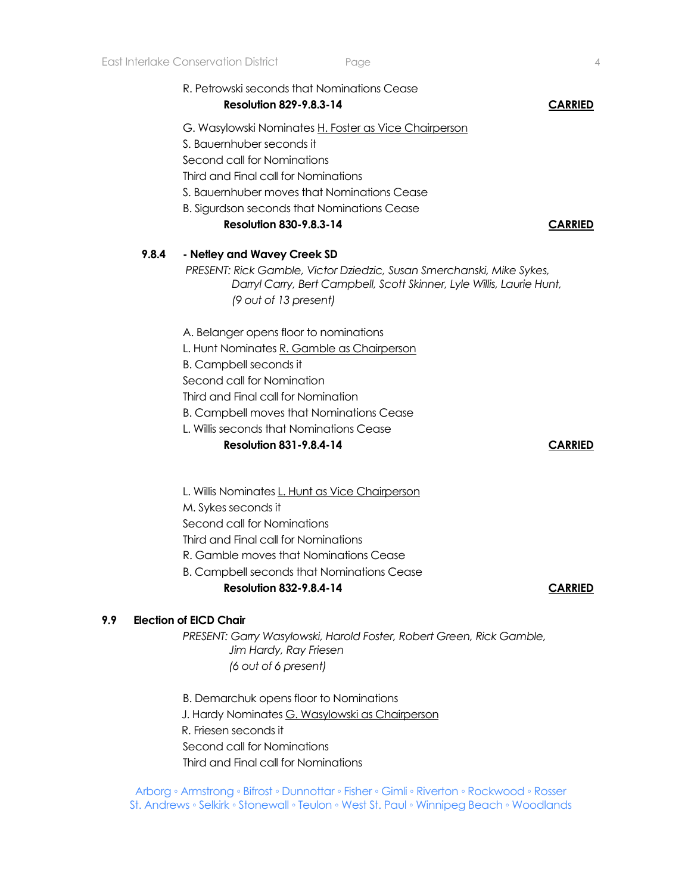R. Petrowski seconds that Nominations Cease

**Resolution 829-9.8.3-14** **CARRIED**

G. Wasylowski Nominates H. Foster as Vice Chairperson
S. Bauernhuber seconds it
Second call for Nominations
Third and Final call for Nominations
S. Bauernhuber moves that Nominations Cease
B. Sigurdson seconds that Nominations Cease

**Resolution 830-9.8.3-14** **CARRIED**

**9.8.4 - Netley and Wavey Creek SD**

*PRESENT: Rick Gamble, Victor Dziedzic, Susan Smerchanski, Mike Sykes, Darryl Carry, Bert Campbell, Scott Skinner, Lyle Willis, Laurie Hunt, (9 out of 13 present)*

A. Belanger opens floor to nominations
L. Hunt Nominates R. Gamble as Chairperson
B. Campbell seconds it
Second call for Nomination
Third and Final call for Nomination
B. Campbell moves that Nominations Cease
L. Willis seconds that Nominations Cease

**Resolution 831-9.8.4-14** **CARRIED**

L. Willis Nominates L. Hunt as Vice Chairperson
M. Sykes seconds it
Second call for Nominations
Third and Final call for Nominations
R. Gamble moves that Nominations Cease
B. Campbell seconds that Nominations Cease

**Resolution 832-9.8.4-14** **CARRIED**

**9.9 Election of EICD Chair**

*PRESENT: Garry Wasylowski, Harold Foster, Robert Green, Rick Gamble, Jim Hardy, Ray Friesen (6 out of 6 present)*

B. Demarchuk opens floor to Nominations
J. Hardy Nominates G. Wasylowski as Chairperson
R. Friesen seconds it
Second call for Nominations
Third and Final call for Nominations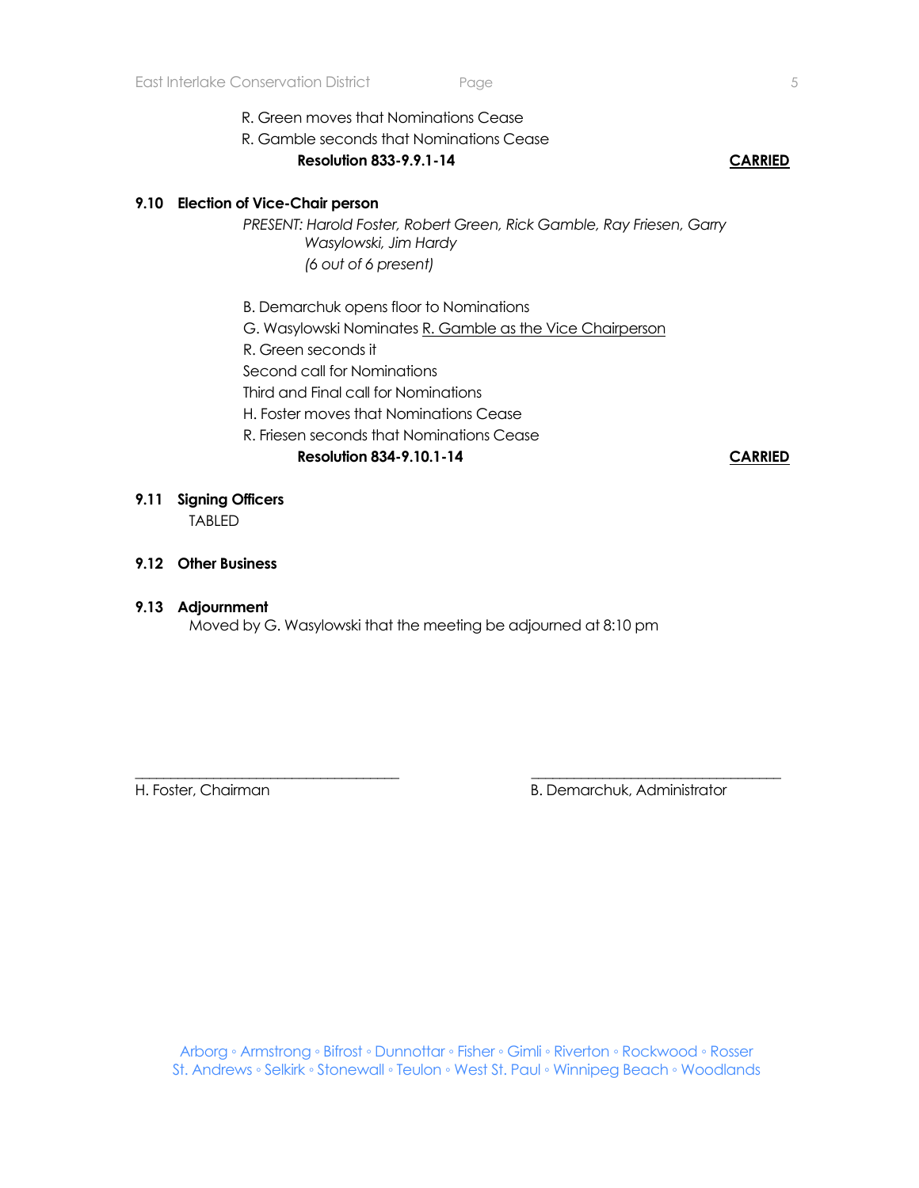R. Green moves that Nominations Cease
R. Gamble seconds that Nominations Cease
**Resolution 833-9.9.1-14** **CARRIED**

### 9.10 Election of Vice-Chair person

*PRESENT: Harold Foster, Robert Green, Rick Gamble, Ray Friesen, Garry Wasylowski, Jim Hardy*
*(6 out of 6 present)*

B. Demarchuk opens floor to Nominations
G. Wasylowski Nominates R. Gamble as the Vice Chairperson
R. Green seconds it
Second call for Nominations
Third and Final call for Nominations
H. Foster moves that Nominations Cease
R. Friesen seconds that Nominations Cease
**Resolution 834-9.10.1-14** **CARRIED**

### 9.11 Signing Officers

TABLED

### 9.12 Other Business

### 9.13 Adjournment

Moved by G. Wasylowski that the meeting be adjourned at 8:10 pm

\_\_\_\_\_\_\_\_\_\_\_\_\_\_\_\_\_\_\_\_\_\_\_\_\_\_\_\_\_\_\_\_\_\_
H. Foster, Chairman

\_\_\_\_\_\_\_\_\_\_\_\_\_\_\_\_\_\_\_\_\_\_\_\_\_\_\_\_\_\_\_\_\_\_
B. Demarchuk, Administrator

Arborg ◦ Armstrong ◦ Bifrost ◦ Dunnottar ◦ Fisher ◦ Gimli ◦ Riverton ◦ Rockwood ◦ Rosser
St. Andrews ◦ Selkirk ◦ Stonewall ◦ Teulon ◦ West St. Paul ◦ Winnipeg Beach ◦ Woodlands